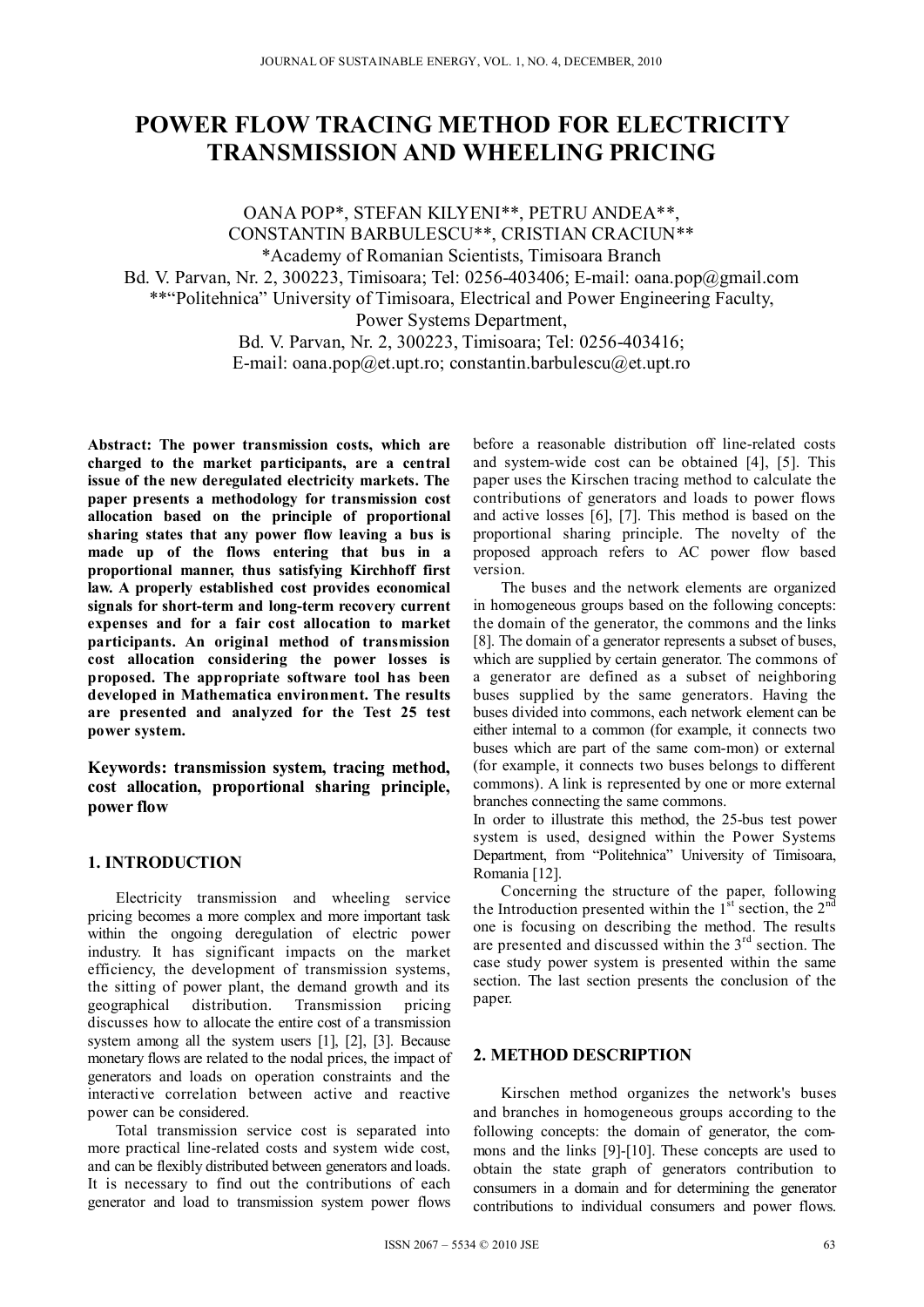# POWER FLOW TRACING METHOD FOR ELECTRICITY TRANSMISSION AND WHEELING PRICING

OANA POP*, STEFAN KILYENI**, PETRU ANDEA**, CONSTANTIN BARBULESCU**, CRISTIAN CRACIUN**

*Academy of Romanian Scientists, Timisoara Branch
Bd. V. Parvan, Nr. 2, 300223, Timisoara; Tel: 0256-403406; E-mail: oana.pop@gmail.com

**"Politehnica" University of Timisoara, Electrical and Power Engineering Faculty, Power Systems Department,
Bd. V. Parvan, Nr. 2, 300223, Timisoara; Tel: 0256-403416;
E-mail: oana.pop@et.upt.ro; constantin.barbulescu@et.upt.ro

**Abstract: The power transmission costs, which are charged to the market participants, are a central issue of the new deregulated electricity markets. The paper presents a methodology for transmission cost allocation based on the principle of proportional sharing states that any power flow leaving a bus is made up of the flows entering that bus in a proportional manner, thus satisfying Kirchhoff first law. A properly established cost provides economical signals for short-term and long-term recovery current expenses and for a fair cost allocation to market participants. An original method of transmission cost allocation considering the power losses is proposed. The appropriate software tool has been developed in Mathematica environment. The results are presented and analyzed for the Test 25 test power system.**

**Keywords: transmission system, tracing method, cost allocation, proportional sharing principle, power flow**

## 1. INTRODUCTION

Electricity transmission and wheeling service pricing becomes a more complex and more important task within the ongoing deregulation of electric power industry. It has significant impacts on the market efficiency, the development of transmission systems, the sitting of power plant, the demand growth and its geographical distribution. Transmission pricing discusses how to allocate the entire cost of a transmission system among all the system users [1], [2], [3]. Because monetary flows are related to the nodal prices, the impact of generators and loads on operation constraints and the interactive correlation between active and reactive power can be considered.

Total transmission service cost is separated into more practical line-related costs and system wide cost, and can be flexibly distributed between generators and loads. It is necessary to find out the contributions of each generator and load to transmission system power flows before a reasonable distribution off line-related costs and system-wide cost can be obtained [4], [5]. This paper uses the Kirschen tracing method to calculate the contributions of generators and loads to power flows and active losses [6], [7]. This method is based on the proportional sharing principle. The novelty of the proposed approach refers to AC power flow based version.

The buses and the network elements are organized in homogeneous groups based on the following concepts: the domain of the generator, the commons and the links [8]. The domain of a generator represents a subset of buses, which are supplied by certain generator. The commons of a generator are defined as a subset of neighboring buses supplied by the same generators. Having the buses divided into commons, each network element can be either internal to a common (for example, it connects two buses which are part of the same com-mon) or external (for example, it connects two buses belongs to different commons). A link is represented by one or more external branches connecting the same commons.

In order to illustrate this method, the 25-bus test power system is used, designed within the Power Systems Department, from "Politehnica" University of Timisoara, Romania [12].

Concerning the structure of the paper, following the Introduction presented within the 1st section, the 2nd one is focusing on describing the method. The results are presented and discussed within the 3rd section. The case study power system is presented within the same section. The last section presents the conclusion of the paper.

## 2. METHOD DESCRIPTION

Kirschen method organizes the network's buses and branches in homogeneous groups according to the following concepts: the domain of generator, the commons and the links [9]-[10]. These concepts are used to obtain the state graph of generators contribution to consumers in a domain and for determining the generator contributions to individual consumers and power flows.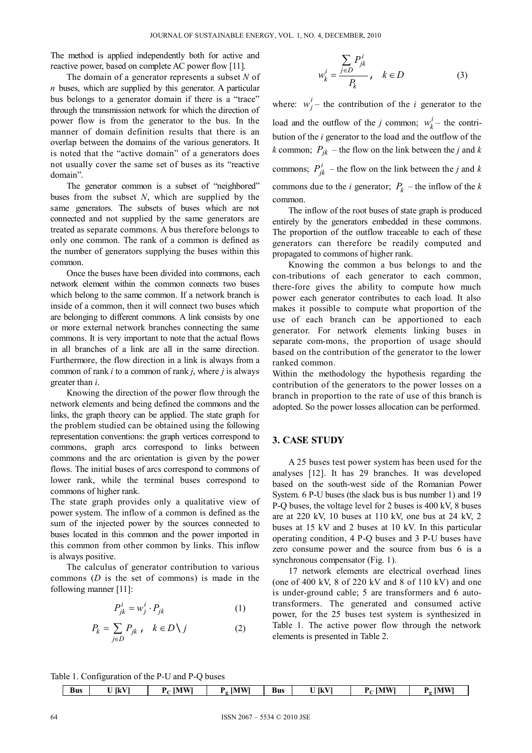The method is applied independently both for active and reactive power, based on complete AC power flow [11].

The domain of a generator represents a subset $N$ of $n$ buses, which are supplied by this generator. A particular bus belongs to a generator domain if there is a "trace" through the transmission network for which the direction of power flow is from the generator to the bus. In the manner of domain definition results that there is an overlap between the domains of the various generators. It is noted that the "active domain" of a generators does not usually cover the same set of buses as its "reactive domain".

The generator common is a subset of "neighbored" buses from the subset $N$, which are supplied by the same generators. The subsets of buses which are not connected and not supplied by the same generators are treated as separate commons. A bus therefore belongs to only one common. The rank of a common is defined as the number of generators supplying the buses within this common.

Once the buses have been divided into commons, each network element within the common connects two buses which belong to the same common. If a network branch is inside of a common, then it will connect two buses which are belonging to different commons. A link consists by one or more external network branches connecting the same commons. It is very important to note that the actual flows in all branches of a link are all in the same direction. Furthermore, the flow direction in a link is always from a common of rank $i$ to a common of rank $j$, where $j$ is always greater than $i$.

Knowing the direction of the power flow through the network elements and being defined the commons and the links, the graph theory can be applied. The state graph for the problem studied can be obtained using the following representation conventions: the graph vertices correspond to commons, graph arcs correspond to links between commons and the arc orientation is given by the power flows. The initial buses of arcs correspond to commons of lower rank, while the terminal buses correspond to commons of higher rank.

The state graph provides only a qualitative view of power system. The inflow of a common is defined as the sum of the injected power by the sources connected to buses located in this common and the power imported in this common from other common by links. This inflow is always positive.

The calculus of generator contribution to various commons ($D$ is the set of commons) is made in the following manner [11]:

$$P_{jk}^{i} = w_{j}^{i} \cdot P_{jk} \tag{1}$$

$$P_{k} = \sum_{j \in D} P_{jk}, \quad k \in D \setminus j \tag{2}$$

$$w_{k}^{i} = \frac{\sum_{j \in D} P_{jk}^{i}}{P_{k}}, \quad k \in D \tag{3}$$

where: $w_{j}^{i}$ – the contribution of the $i$ generator to the load and the outflow of the $j$ common; $w_{k}^{i}$ – the contribution of the $i$ generator to the load and the outflow of the $k$ common; $P_{jk}$ – the flow on the link between the $j$ and $k$ commons; $P_{jk}^{i}$ – the flow on the link between the $j$ and $k$ commons due to the $i$ generator; $P_{k}$ – the inflow of the $k$ common.

The inflow of the root buses of state graph is produced entirely by the generators embedded in these commons. The proportion of the outflow traceable to each of these generators can therefore be readily computed and propagated to commons of higher rank.

Knowing the common a bus belongs to and the con-tributions of each generator to each common, there-fore gives the ability to compute how much power each generator contributes to each load. It also makes it possible to compute what proportion of the use of each branch can be apportioned to each generator. For network elements linking buses in separate com-mons, the proportion of usage should based on the contribution of the generator to the lower ranked common.

Within the methodology the hypothesis regarding the contribution of the generators to the power losses on a branch in proportion to the rate of use of this branch is adopted. So the power losses allocation can be performed.

## 3. CASE STUDY

A 25 buses test power system has been used for the analyses [12]. It has 29 branches. It was developed based on the south-west side of the Romanian Power System. 6 P-U buses (the slack bus is bus number 1) and 19 P-Q buses, the voltage level for 2 buses is 400 kV, 8 buses are at 220 kV, 10 buses at 110 kV, one bus at 24 kV, 2 buses at 15 kV and 2 buses at 10 kV. In this particular operating condition, 4 P-Q buses and 3 P-U buses have zero consume power and the source from bus 6 is a synchronous compensator (Fig. 1).

17 network elements are electrical overhead lines (one of 400 kV, 8 of 220 kV and 8 of 110 kV) and one is under-ground cable; 5 are transformers and 6 auto-transformers. The generated and consumed active power, for the 25 buses test system is synthesized in Table 1. The active power flow through the network elements is presented in Table 2.

Table 1. Configuration of the P-U and P-Q buses

| Bus | U [kV] | $P_C$ [MW] | $P_g$ [MW] | Bus | U [kV] | $P_C$ [MW] | $P_g$ [MW] |
|---|---|---|---|---|---|---|---|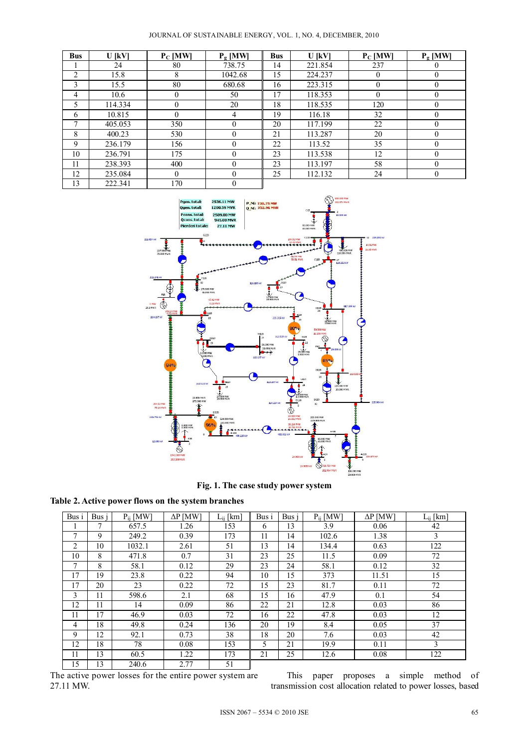| Bus | U [kV] | $P_C$ [MW] | $P_g$ [MW] | Bus | U [kV] | $P_C$ [MW] | $P_g$ [MW] |
|---|---|---|---|---|---|---|---|
| 1 | 24 | 80 | 738.75 | 14 | 221.854 | 237 | 0 |
| 2 | 15.8 | 8 | 1042.68 | 15 | 224.237 | 0 | 0 |
| 3 | 15.5 | 80 | 680.68 | 16 | 223.315 | 0 | 0 |
| 4 | 10.6 | 0 | 50 | 17 | 118.353 | 0 | 0 |
| 5 | 114.334 | 0 | 20 | 18 | 118.535 | 120 | 0 |
| 6 | 10.815 | 0 | 4 | 19 | 116.18 | 32 | 0 |
| 7 | 405.053 | 350 | 0 | 20 | 117.199 | 22 | 0 |
| 8 | 400.23 | 530 | 0 | 21 | 113.287 | 20 | 0 |
| 9 | 236.179 | 156 | 0 | 22 | 113.52 | 35 | 0 |
| 10 | 236.791 | 175 | 0 | 23 | 113.538 | 12 | 0 |
| 11 | 238.393 | 400 | 0 | 23 | 113.197 | 58 | 0 |
| 12 | 235.084 | 0 | 0 | 25 | 112.132 | 24 | 0 |
| 13 | 222.341 | 170 | 0 | | | | |

**Fig. 1. The case study power system**

**Table 2. Active power flows on the system branches**

| Bus i | Bus j | $P_{ij}$ [MW] | ΔP [MW] | $L_{ij}$ [km] | Bus i | Bus j | $P_{ij}$ [MW] | ΔP [MW] | $L_{ij}$ [km] |
|---|---|---|---|---|---|---|---|---|---|
| 1 | 7 | 657.5 | 1.26 | 153 | 6 | 13 | 3.9 | 0.06 | 42 |
| 7 | 9 | 249.2 | 0.39 | 173 | 11 | 14 | 102.6 | 1.38 | 3 |
| 2 | 10 | 1032.1 | 2.61 | 51 | 13 | 14 | 134.4 | 0.63 | 122 |
| 10 | 8 | 471.8 | 0.7 | 31 | 23 | 25 | 11.5 | 0.09 | 72 |
| 7 | 8 | 58.1 | 0.12 | 29 | 23 | 24 | 58.1 | 0.12 | 32 |
| 17 | 19 | 23.8 | 0.22 | 94 | 10 | 15 | 373 | 11.51 | 15 |
| 17 | 20 | 23 | 0.22 | 72 | 15 | 23 | 81.7 | 0.11 | 72 |
| 3 | 11 | 598.6 | 2.1 | 68 | 15 | 16 | 47.9 | 0.1 | 54 |
| 12 | 11 | 14 | 0.09 | 86 | 22 | 21 | 12.8 | 0.03 | 86 |
| 11 | 17 | 46.9 | 0.03 | 72 | 16 | 22 | 47.8 | 0.03 | 12 |
| 4 | 18 | 49.8 | 0.24 | 136 | 20 | 19 | 8.4 | 0.05 | 37 |
| 9 | 12 | 92.1 | 0.73 | 38 | 18 | 20 | 7.6 | 0.03 | 42 |
| 12 | 18 | 78 | 0.08 | 153 | 5 | 21 | 19.9 | 0.11 | 3 |
| 11 | 13 | 60.5 | 1.22 | 173 | 21 | 25 | 12.6 | 0.08 | 122 |
| 15 | 13 | 240.6 | 2.77 | 51 | | | | | |

The active power losses for the entire power system are 27.11 MW.

This paper proposes a simple method of transmission cost allocation related to power losses, based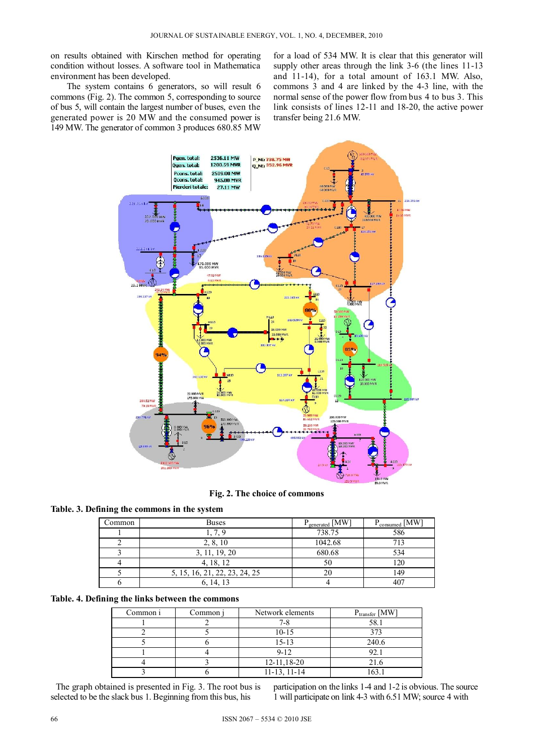on results obtained with Kirschen method for operating condition without losses. A software tool in Mathematica environment has been developed.

The system contains 6 generators, so will result 6 commons (Fig. 2). The common 5, corresponding to source of bus 5, will contain the largest number of buses, even the generated power is 20 MW and the consumed power is 149 MW. The generator of common 3 produces 680.85 MW for a load of 534 MW. It is clear that this generator will supply other areas through the link 3-6 (the lines 11-13 and 11-14), for a total amount of 163.1 MW. Also, commons 3 and 4 are linked by the 4-3 line, with the normal sense of the power flow from bus 4 to bus 3. This link consists of lines 12-11 and 18-20, the active power transfer being 21.6 MW.

**Fig. 2. The choice of commons**

**Table. 3. Defining the commons in the system**

| Common | Buses | $P_{generated}$ [MW] | $P_{consumed}$ [MW] |
|---|---|---|---|
| 1 | 1, 7, 9 | 738.75 | 586 |
| 2 | 2, 8, 10 | 1042.68 | 713 |
| 3 | 3, 11, 19, 20 | 680.68 | 534 |
| 4 | 4, 18, 12 | 50 | 120 |
| 5 | 5, 15, 16, 21, 22, 23, 24, 25 | 20 | 149 |
| 6 | 6, 14, 13 | 4 | 407 |

**Table. 4. Defining the links between the commons**

| Common i | Common j | Network elements | $P_{transfer}$ [MW] |
|---|---|---|---|
| 1 | 2 | 7-8 | 58.1 |
| 2 | 5 | 10-15 | 373 |
| 5 | 6 | 15-13 | 240.6 |
| 1 | 4 | 9-12 | 92.1 |
| 4 | 3 | 12-11,18-20 | 21.6 |
| 3 | 6 | 11-13, 11-14 | 163.1 |

The graph obtained is presented in Fig. 3. The root bus is selected to be the slack bus 1. Beginning from this bus, his participation on the links 1-4 and 1-2 is obvious. The source 1 will participate on link 4-3 with 6.51 MW; source 4 with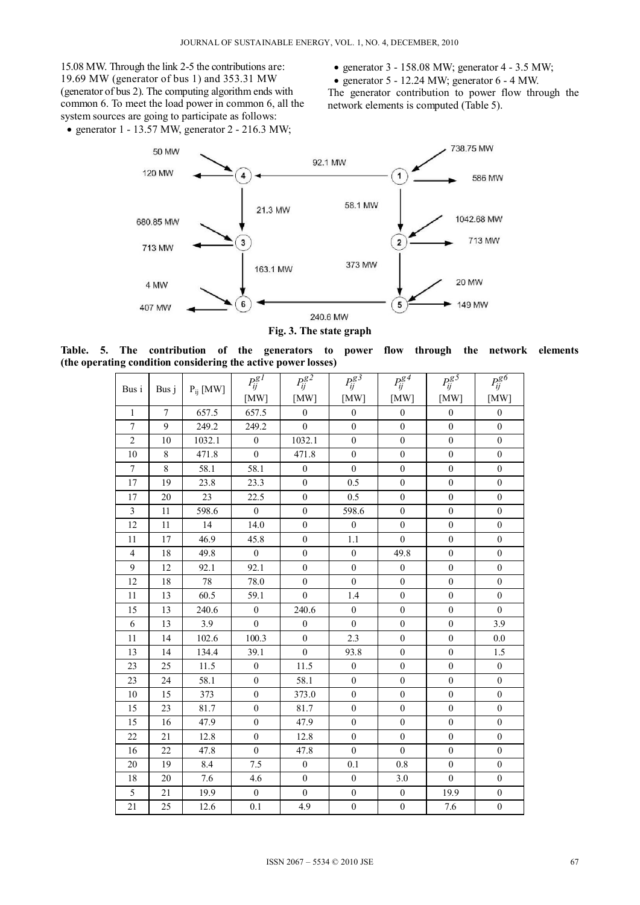15.08 MW. Through the link 2-5 the contributions are: 19.69 MW (generator of bus 1) and 353.31 MW (generator of bus 2). The computing algorithm ends with common 6. To meet the load power in common 6, all the system sources are going to participate as follows:

- generator 1 - 13.57 MW, generator 2 - 216.3 MW;
- generator 3 - 158.08 MW; generator 4 - 3.5 MW;
- generator 5 - 12.24 MW; generator 6 - 4 MW.

The generator contribution to power flow through the network elements is computed (Table 5).

**Fig. 3. The state graph**

**Table. 5. The contribution of the generators to power flow through the network elements (the operating condition considering the active power losses)**

| Bus i | Bus j | $P_{ij}$ [MW] | $P_{ij}^{g1}$ [MW] | $P_{ij}^{g2}$ [MW] | $P_{ij}^{g3}$ [MW] | $P_{ij}^{g4}$ [MW] | $P_{ij}^{g5}$ [MW] | $P_{ij}^{g6}$ [MW] |
|---|---|---|---|---|---|---|---|---|
| 1 | 7 | 657.5 | 657.5 | 0 | 0 | 0 | 0 | 0 |
| 7 | 9 | 249.2 | 249.2 | 0 | 0 | 0 | 0 | 0 |
| 2 | 10 | 1032.1 | 0 | 1032.1 | 0 | 0 | 0 | 0 |
| 10 | 8 | 471.8 | 0 | 471.8 | 0 | 0 | 0 | 0 |
| 7 | 8 | 58.1 | 58.1 | 0 | 0 | 0 | 0 | 0 |
| 17 | 19 | 23.8 | 23.3 | 0 | 0.5 | 0 | 0 | 0 |
| 17 | 20 | 23 | 22.5 | 0 | 0.5 | 0 | 0 | 0 |
| 3 | 11 | 598.6 | 0 | 0 | 598.6 | 0 | 0 | 0 |
| 12 | 11 | 14 | 14.0 | 0 | 0 | 0 | 0 | 0 |
| 11 | 17 | 46.9 | 45.8 | 0 | 1.1 | 0 | 0 | 0 |
| 4 | 18 | 49.8 | 0 | 0 | 0 | 49.8 | 0 | 0 |
| 9 | 12 | 92.1 | 92.1 | 0 | 0 | 0 | 0 | 0 |
| 12 | 18 | 78 | 78.0 | 0 | 0 | 0 | 0 | 0 |
| 11 | 13 | 60.5 | 59.1 | 0 | 1.4 | 0 | 0 | 0 |
| 15 | 13 | 240.6 | 0 | 240.6 | 0 | 0 | 0 | 0 |
| 6 | 13 | 3.9 | 0 | 0 | 0 | 0 | 0 | 3.9 |
| 11 | 14 | 102.6 | 100.3 | 0 | 2.3 | 0 | 0 | 0.0 |
| 13 | 14 | 134.4 | 39.1 | 0 | 93.8 | 0 | 0 | 1.5 |
| 23 | 25 | 11.5 | 0 | 11.5 | 0 | 0 | 0 | 0 |
| 23 | 24 | 58.1 | 0 | 58.1 | 0 | 0 | 0 | 0 |
| 10 | 15 | 373 | 0 | 373.0 | 0 | 0 | 0 | 0 |
| 15 | 23 | 81.7 | 0 | 81.7 | 0 | 0 | 0 | 0 |
| 15 | 16 | 47.9 | 0 | 47.9 | 0 | 0 | 0 | 0 |
| 22 | 21 | 12.8 | 0 | 12.8 | 0 | 0 | 0 | 0 |
| 16 | 22 | 47.8 | 0 | 47.8 | 0 | 0 | 0 | 0 |
| 20 | 19 | 8.4 | 7.5 | 0 | 0.1 | 0.8 | 0 | 0 |
| 18 | 20 | 7.6 | 4.6 | 0 | 0 | 3.0 | 0 | 0 |
| 5 | 21 | 19.9 | 0 | 0 | 0 | 0 | 19.9 | 0 |
| 21 | 25 | 12.6 | 0.1 | 4.9 | 0 | 0 | 7.6 | 0 |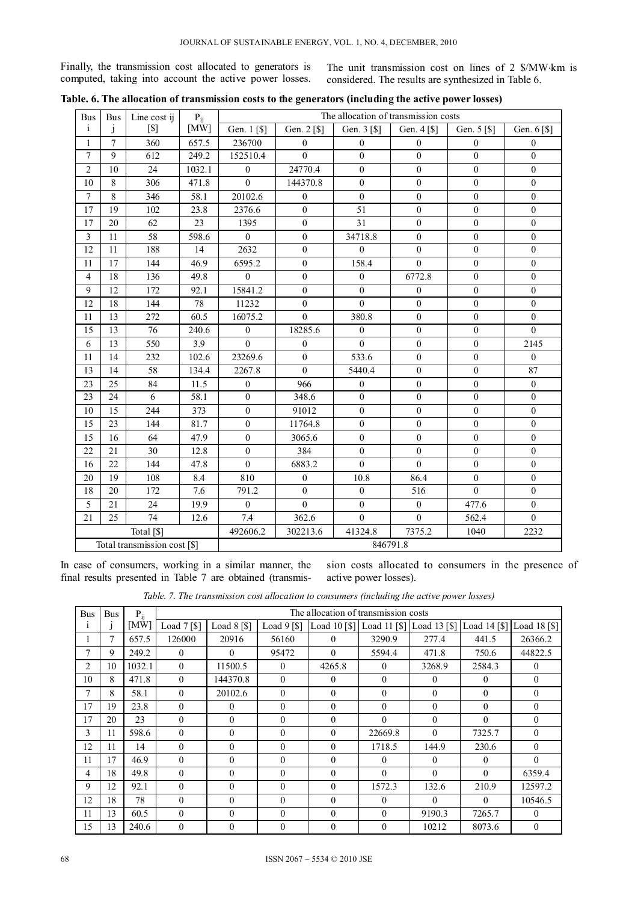Finally, the transmission cost allocated to generators is computed, taking into account the active power losses. The unit transmission cost on lines of 2 \$/MW·km is considered. The results are synthesized in Table 6.

**Table. 6. The allocation of transmission costs to the generators (including the active power losses)**

| Bus i | Bus j | Line cost ij [\$] | $P_{ij}$ [MW] | The allocation of transmission costs | | | | | |
|---|---|---|---|---|---|---|---|---|---|
| | | | | Gen. 1 [\$] | Gen. 2 [\$] | Gen. 3 [\$] | Gen. 4 [\$] | Gen. 5 [\$] | Gen. 6 [\$] |
| 1 | 7 | 360 | 657.5 | 236700 | 0 | 0 | 0 | 0 | 0 |
| 7 | 9 | 612 | 249.2 | 152510.4 | 0 | 0 | 0 | 0 | 0 |
| 2 | 10 | 24 | 1032.1 | 0 | 24770.4 | 0 | 0 | 0 | 0 |
| 10 | 8 | 306 | 471.8 | 0 | 144370.8 | 0 | 0 | 0 | 0 |
| 7 | 8 | 346 | 58.1 | 20102.6 | 0 | 0 | 0 | 0 | 0 |
| 17 | 19 | 102 | 23.8 | 2376.6 | 0 | 51 | 0 | 0 | 0 |
| 17 | 20 | 62 | 23 | 1395 | 0 | 31 | 0 | 0 | 0 |
| 3 | 11 | 58 | 598.6 | 0 | 0 | 34718.8 | 0 | 0 | 0 |
| 12 | 11 | 188 | 14 | 2632 | 0 | 0 | 0 | 0 | 0 |
| 11 | 17 | 144 | 46.9 | 6595.2 | 0 | 158.4 | 0 | 0 | 0 |
| 4 | 18 | 136 | 49.8 | 0 | 0 | 0 | 6772.8 | 0 | 0 |
| 9 | 12 | 172 | 92.1 | 15841.2 | 0 | 0 | 0 | 0 | 0 |
| 12 | 18 | 144 | 78 | 11232 | 0 | 0 | 0 | 0 | 0 |
| 11 | 13 | 272 | 60.5 | 16075.2 | 0 | 380.8 | 0 | 0 | 0 |
| 15 | 13 | 76 | 240.6 | 0 | 18285.6 | 0 | 0 | 0 | 0 |
| 6 | 13 | 550 | 3.9 | 0 | 0 | 0 | 0 | 0 | 2145 |
| 11 | 14 | 232 | 102.6 | 23269.6 | 0 | 533.6 | 0 | 0 | 0 |
| 13 | 14 | 58 | 134.4 | 2267.8 | 0 | 5440.4 | 0 | 0 | 87 |
| 23 | 25 | 84 | 11.5 | 0 | 966 | 0 | 0 | 0 | 0 |
| 23 | 24 | 6 | 58.1 | 0 | 348.6 | 0 | 0 | 0 | 0 |
| 10 | 15 | 244 | 373 | 0 | 91012 | 0 | 0 | 0 | 0 |
| 15 | 23 | 144 | 81.7 | 0 | 11764.8 | 0 | 0 | 0 | 0 |
| 15 | 16 | 64 | 47.9 | 0 | 3065.6 | 0 | 0 | 0 | 0 |
| 22 | 21 | 30 | 12.8 | 0 | 384 | 0 | 0 | 0 | 0 |
| 16 | 22 | 144 | 47.8 | 0 | 6883.2 | 0 | 0 | 0 | 0 |
| 20 | 19 | 108 | 8.4 | 810 | 0 | 10.8 | 86.4 | 0 | 0 |
| 18 | 20 | 172 | 7.6 | 791.2 | 0 | 0 | 516 | 0 | 0 |
| 5 | 21 | 24 | 19.9 | 0 | 0 | 0 | 0 | 477.6 | 0 |
| 21 | 25 | 74 | 12.6 | 7.4 | 362.6 | 0 | 0 | 562.4 | 0 |
| Total [\$] | | | | 492606.2 | 302213.6 | 41324.8 | 7375.2 | 1040 | 2232 |
| Total transmission cost [\$] | | | | 846791.8 | | | | | |

In case of consumers, working in a similar manner, the final results presented in Table 7 are obtained (transmission costs allocated to consumers in the presence of active power losses).

*Table. 7. The transmission cost allocation to consumers (including the active power losses)*

| Bus i | Bus j | $P_{ij}$ [MW] | The allocation of transmission costs | | | | | | |
|---|---|---|---|---|---|---|---|---|---|
| | | | Load 7 [\$] | Load 8 [\$] | Load 9 [\$] | Load 10 [\$] | Load 11 [\$] | Load 13 [\$] | Load 14 [\$] | Load 18 [\$] |
| 1 | 7 | 657.5 | 126000 | 20916 | 56160 | 0 | 3290.9 | 277.4 | 441.5 | 26366.2 |
| 7 | 9 | 249.2 | 0 | 0 | 95472 | 0 | 5594.4 | 471.8 | 750.6 | 44822.5 |
| 2 | 10 | 1032.1 | 0 | 11500.5 | 0 | 4265.8 | 0 | 3268.9 | 2584.3 | 0 |
| 10 | 8 | 471.8 | 0 | 144370.8 | 0 | 0 | 0 | 0 | 0 | 0 |
| 7 | 8 | 58.1 | 0 | 20102.6 | 0 | 0 | 0 | 0 | 0 | 0 |
| 17 | 19 | 23.8 | 0 | 0 | 0 | 0 | 0 | 0 | 0 | 0 |
| 17 | 20 | 23 | 0 | 0 | 0 | 0 | 0 | 0 | 0 | 0 |
| 3 | 11 | 598.6 | 0 | 0 | 0 | 0 | 22669.8 | 0 | 7325.7 | 0 |
| 12 | 11 | 14 | 0 | 0 | 0 | 0 | 1718.5 | 144.9 | 230.6 | 0 |
| 11 | 17 | 46.9 | 0 | 0 | 0 | 0 | 0 | 0 | 0 | 0 |
| 4 | 18 | 49.8 | 0 | 0 | 0 | 0 | 0 | 0 | 0 | 6359.4 |
| 9 | 12 | 92.1 | 0 | 0 | 0 | 0 | 1572.3 | 132.6 | 210.9 | 12597.2 |
| 12 | 18 | 78 | 0 | 0 | 0 | 0 | 0 | 0 | 0 | 10546.5 |
| 11 | 13 | 60.5 | 0 | 0 | 0 | 0 | 0 | 9190.3 | 7265.7 | 0 |
| 15 | 13 | 240.6 | 0 | 0 | 0 | 0 | 0 | 10212 | 8073.6 | 0 |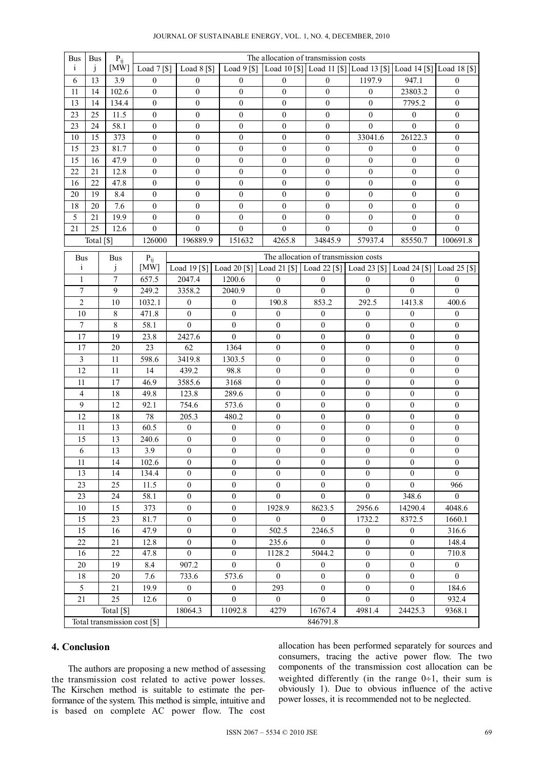| Bus i | Bus j | $P_{ij}$ [MW] | The allocation of transmission costs | | | | | | | |
|---|---|---|---|---|---|---|---|---|---|---|
| | | | Load 7 [$] | Load 8 [$] | Load 9 [$] | Load 10 [$] | Load 11 [$] | Load 13 [$] | Load 14 [$] | Load 18 [$] |
| 6 | 13 | 3.9 | 0 | 0 | 0 | 0 | 0 | 1197.9 | 947.1 | 0 |
| 11 | 14 | 102.6 | 0 | 0 | 0 | 0 | 0 | 0 | 23803.2 | 0 |
| 13 | 14 | 134.4 | 0 | 0 | 0 | 0 | 0 | 0 | 7795.2 | 0 |
| 23 | 25 | 11.5 | 0 | 0 | 0 | 0 | 0 | 0 | 0 | 0 |
| 23 | 24 | 58.1 | 0 | 0 | 0 | 0 | 0 | 0 | 0 | 0 |
| 10 | 15 | 373 | 0 | 0 | 0 | 0 | 0 | 33041.6 | 26122.3 | 0 |
| 15 | 23 | 81.7 | 0 | 0 | 0 | 0 | 0 | 0 | 0 | 0 |
| 15 | 16 | 47.9 | 0 | 0 | 0 | 0 | 0 | 0 | 0 | 0 |
| 22 | 21 | 12.8 | 0 | 0 | 0 | 0 | 0 | 0 | 0 | 0 |
| 16 | 22 | 47.8 | 0 | 0 | 0 | 0 | 0 | 0 | 0 | 0 |
| 20 | 19 | 8.4 | 0 | 0 | 0 | 0 | 0 | 0 | 0 | 0 |
| 18 | 20 | 7.6 | 0 | 0 | 0 | 0 | 0 | 0 | 0 | 0 |
| 5 | 21 | 19.9 | 0 | 0 | 0 | 0 | 0 | 0 | 0 | 0 |
| 21 | 25 | 12.6 | 0 | 0 | 0 | 0 | 0 | 0 | 0 | 0 |
| Total [$] | | | 126000 | 196889.9 | 151632 | 4265.8 | 34845.9 | 57937.4 | 85550.7 | 100691.8 |

| Bus i | Bus j | $P_{ij}$ [MW] | The allocation of transmission costs | | | | | | |
|---|---|---|---|---|---|---|---|---|---|
| | | | Load 19 [$] | Load 20 [$] | Load 21 [$] | Load 22 [$] | Load 23 [$] | Load 24 [$] | Load 25 [$] |
| 1 | 7 | 657.5 | 2047.4 | 1200.6 | 0 | 0 | 0 | 0 | 0 |
| 7 | 9 | 249.2 | 3358.2 | 2040.9 | 0 | 0 | 0 | 0 | 0 |
| 2 | 10 | 1032.1 | 0 | 0 | 190.8 | 853.2 | 292.5 | 1413.8 | 400.6 |
| 10 | 8 | 471.8 | 0 | 0 | 0 | 0 | 0 | 0 | 0 |
| 7 | 8 | 58.1 | 0 | 0 | 0 | 0 | 0 | 0 | 0 |
| 17 | 19 | 23.8 | 2427.6 | 0 | 0 | 0 | 0 | 0 | 0 |
| 17 | 20 | 23 | 62 | 1364 | 0 | 0 | 0 | 0 | 0 |
| 3 | 11 | 598.6 | 3419.8 | 1303.5 | 0 | 0 | 0 | 0 | 0 |
| 12 | 11 | 14 | 439.2 | 98.8 | 0 | 0 | 0 | 0 | 0 |
| 11 | 17 | 46.9 | 3585.6 | 3168 | 0 | 0 | 0 | 0 | 0 |
| 4 | 18 | 49.8 | 123.8 | 289.6 | 0 | 0 | 0 | 0 | 0 |
| 9 | 12 | 92.1 | 754.6 | 573.6 | 0 | 0 | 0 | 0 | 0 |
| 12 | 18 | 78 | 205.3 | 480.2 | 0 | 0 | 0 | 0 | 0 |
| 11 | 13 | 60.5 | 0 | 0 | 0 | 0 | 0 | 0 | 0 |
| 15 | 13 | 240.6 | 0 | 0 | 0 | 0 | 0 | 0 | 0 |
| 6 | 13 | 3.9 | 0 | 0 | 0 | 0 | 0 | 0 | 0 |
| 11 | 14 | 102.6 | 0 | 0 | 0 | 0 | 0 | 0 | 0 |
| 13 | 14 | 134.4 | 0 | 0 | 0 | 0 | 0 | 0 | 0 |
| 23 | 25 | 11.5 | 0 | 0 | 0 | 0 | 0 | 0 | 966 |
| 23 | 24 | 58.1 | 0 | 0 | 0 | 0 | 0 | 348.6 | 0 |
| 10 | 15 | 373 | 0 | 0 | 1928.9 | 8623.5 | 2956.6 | 14290.4 | 4048.6 |
| 15 | 23 | 81.7 | 0 | 0 | 0 | 0 | 1732.2 | 8372.5 | 1660.1 |
| 15 | 16 | 47.9 | 0 | 0 | 502.5 | 2246.5 | 0 | 0 | 316.6 |
| 22 | 21 | 12.8 | 0 | 0 | 235.6 | 0 | 0 | 0 | 148.4 |
| 16 | 22 | 47.8 | 0 | 0 | 1128.2 | 5044.2 | 0 | 0 | 710.8 |
| 20 | 19 | 8.4 | 907.2 | 0 | 0 | 0 | 0 | 0 | 0 |
| 18 | 20 | 7.6 | 733.6 | 573.6 | 0 | 0 | 0 | 0 | 0 |
| 5 | 21 | 19.9 | 0 | 0 | 293 | 0 | 0 | 0 | 184.6 |
| 21 | 25 | 12.6 | 0 | 0 | 0 | 0 | 0 | 0 | 932.4 |
| Total [$] | | | 18064.3 | 11092.8 | 4279 | 16767.4 | 4981.4 | 24425.3 | 9368.1 |
| Total transmission cost [$] | | | 846791.8 | | | | | | |

## 4. Conclusion

The authors are proposing a new method of assessing the transmission cost related to active power losses. The Kirschen method is suitable to estimate the performance of the system. This method is simple, intuitive and is based on complete AC power flow. The cost allocation has been performed separately for sources and consumers, tracing the active power flow. The two components of the transmission cost allocation can be weighted differently (in the range $0 \div 1$, their sum is obviously 1). Due to obvious influence of the active power losses, it is recommended not to be neglected.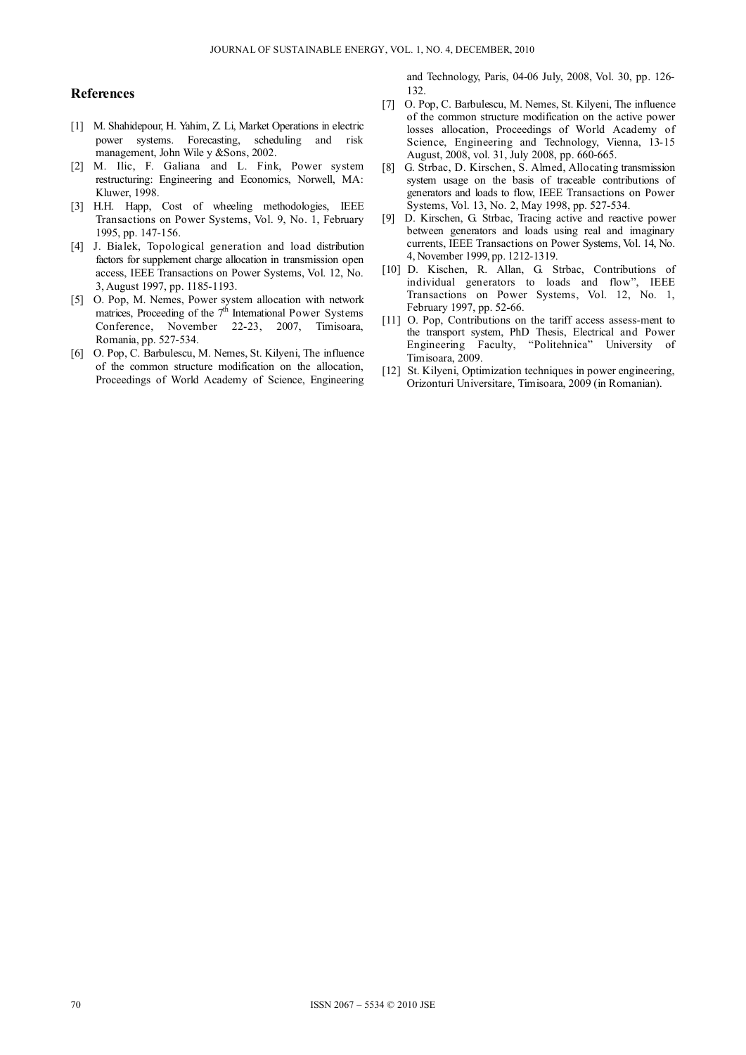## References

[1] M. Shahidepour, H. Yahim, Z. Li, Market Operations in electric power systems. Forecasting, scheduling and risk management, John Wile y &Sons, 2002.

[2] M. Ilic, F. Galiana and L. Fink, Power system restructuring: Engineering and Economics, Norwell, MA: Kluwer, 1998.

[3] H.H. Happ, Cost of wheeling methodologies, IEEE Transactions on Power Systems, Vol. 9, No. 1, February 1995, pp. 147-156.

[4] J. Bialek, Topological generation and load distribution factors for supplement charge allocation in transmission open access, IEEE Transactions on Power Systems, Vol. 12, No. 3, August 1997, pp. 1185-1193.

[5] O. Pop, M. Nemes, Power system allocation with network matrices, Proceeding of the 7th International Power Systems Conference, November 22-23, 2007, Timisoara, Romania, pp. 527-534.

[6] O. Pop, C. Barbulescu, M. Nemes, St. Kilyeni, The influence of the common structure modification on the allocation, Proceedings of World Academy of Science, Engineering and Technology, Paris, 04-06 July, 2008, Vol. 30, pp. 126-132.

[7] O. Pop, C. Barbulescu, M. Nemes, St. Kilyeni, The influence of the common structure modification on the active power losses allocation, Proceedings of World Academy of Science, Engineering and Technology, Vienna, 13-15 August, 2008, vol. 31, July 2008, pp. 660-665.

[8] G. Strbac, D. Kirschen, S. Almed, Allocating transmission system usage on the basis of traceable contributions of generators and loads to flow, IEEE Transactions on Power Systems, Vol. 13, No. 2, May 1998, pp. 527-534.

[9] D. Kirschen, G. Strbac, Tracing active and reactive power between generators and loads using real and imaginary currents, IEEE Transactions on Power Systems, Vol. 14, No. 4, November 1999, pp. 1212-1319.

[10] D. Kischen, R. Allan, G. Strbac, Contributions of individual generators to loads and flow", IEEE Transactions on Power Systems, Vol. 12, No. 1, February 1997, pp. 52-66.

[11] O. Pop, Contributions on the tariff access assess-ment to the transport system, PhD Thesis, Electrical and Power Engineering Faculty, "Politehnica" University of Timisoara, 2009.

[12] St. Kilyeni, Optimization techniques in power engineering, Orizonturi Universitare, Timisoara, 2009 (in Romanian).